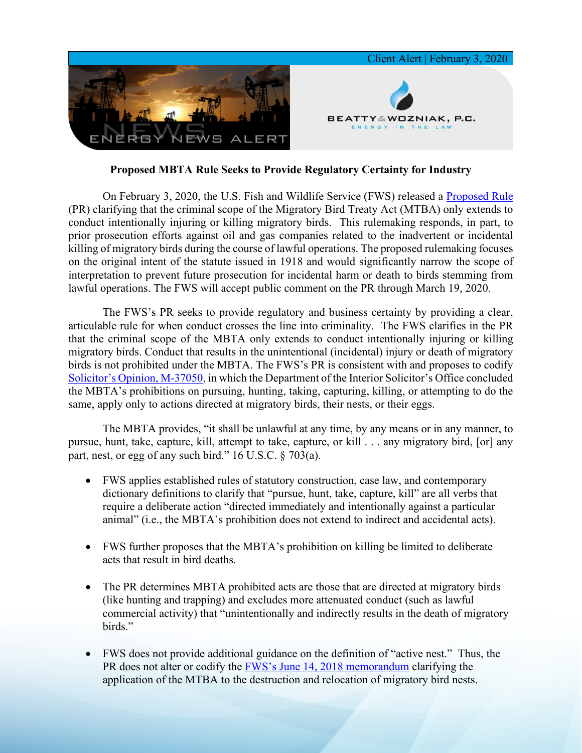Client Alert | February 3, 2020

ENERGY NEWS ALERT

BEATTY & WOZNIAK, P.C.
ENERGY IN THE LAW

**Proposed MBTA Rule Seeks to Provide Regulatory Certainty for Industry**

On February 3, 2020, the U.S. Fish and Wildlife Service (FWS) released a Proposed Rule (PR) clarifying that the criminal scope of the Migratory Bird Treaty Act (MTBA) only extends to conduct intentionally injuring or killing migratory birds. This rulemaking responds, in part, to prior prosecution efforts against oil and gas companies related to the inadvertent or incidental killing of migratory birds during the course of lawful operations. The proposed rulemaking focuses on the original intent of the statute issued in 1918 and would significantly narrow the scope of interpretation to prevent future prosecution for incidental harm or death to birds stemming from lawful operations. The FWS will accept public comment on the PR through March 19, 2020.

The FWS's PR seeks to provide regulatory and business certainty by providing a clear, articulable rule for when conduct crosses the line into criminality. The FWS clarifies in the PR that the criminal scope of the MBTA only extends to conduct intentionally injuring or killing migratory birds. Conduct that results in the unintentional (incidental) injury or death of migratory birds is not prohibited under the MBTA. The FWS's PR is consistent with and proposes to codify Solicitor's Opinion, M-37050, in which the Department of the Interior Solicitor's Office concluded the MBTA's prohibitions on pursuing, hunting, taking, capturing, killing, or attempting to do the same, apply only to actions directed at migratory birds, their nests, or their eggs.

The MBTA provides, "it shall be unlawful at any time, by any means or in any manner, to pursue, hunt, take, capture, kill, attempt to take, capture, or kill . . . any migratory bird, [or] any part, nest, or egg of any such bird." 16 U.S.C. § 703(a).

- FWS applies established rules of statutory construction, case law, and contemporary dictionary definitions to clarify that "pursue, hunt, take, capture, kill" are all verbs that require a deliberate action "directed immediately and intentionally against a particular animal" (i.e., the MBTA's prohibition does not extend to indirect and accidental acts).
- FWS further proposes that the MBTA's prohibition on killing be limited to deliberate acts that result in bird deaths.
- The PR determines MBTA prohibited acts are those that are directed at migratory birds (like hunting and trapping) and excludes more attenuated conduct (such as lawful commercial activity) that "unintentionally and indirectly results in the death of migratory birds."
- FWS does not provide additional guidance on the definition of "active nest." Thus, the PR does not alter or codify the FWS's June 14, 2018 memorandum clarifying the application of the MTBA to the destruction and relocation of migratory bird nests.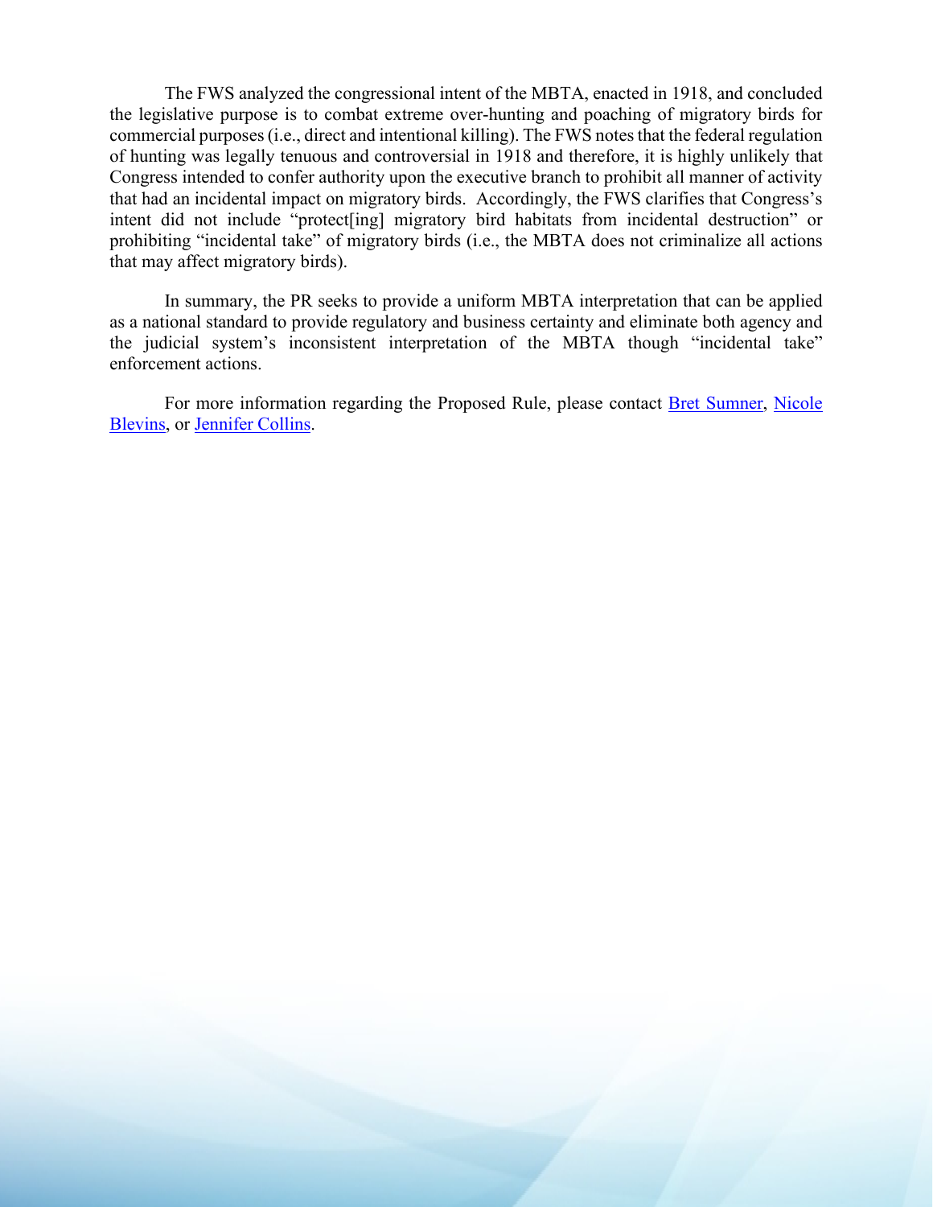The FWS analyzed the congressional intent of the MBTA, enacted in 1918, and concluded the legislative purpose is to combat extreme over-hunting and poaching of migratory birds for commercial purposes (i.e., direct and intentional killing). The FWS notes that the federal regulation of hunting was legally tenuous and controversial in 1918 and therefore, it is highly unlikely that Congress intended to confer authority upon the executive branch to prohibit all manner of activity that had an incidental impact on migratory birds. Accordingly, the FWS clarifies that Congress's intent did not include "protect[ing] migratory bird habitats from incidental destruction" or prohibiting "incidental take" of migratory birds (i.e., the MBTA does not criminalize all actions that may affect migratory birds).

In summary, the PR seeks to provide a uniform MBTA interpretation that can be applied as a national standard to provide regulatory and business certainty and eliminate both agency and the judicial system's inconsistent interpretation of the MBTA though "incidental take" enforcement actions.

For more information regarding the Proposed Rule, please contact Bret Sumner, Nicole Blevins, or Jennifer Collins.